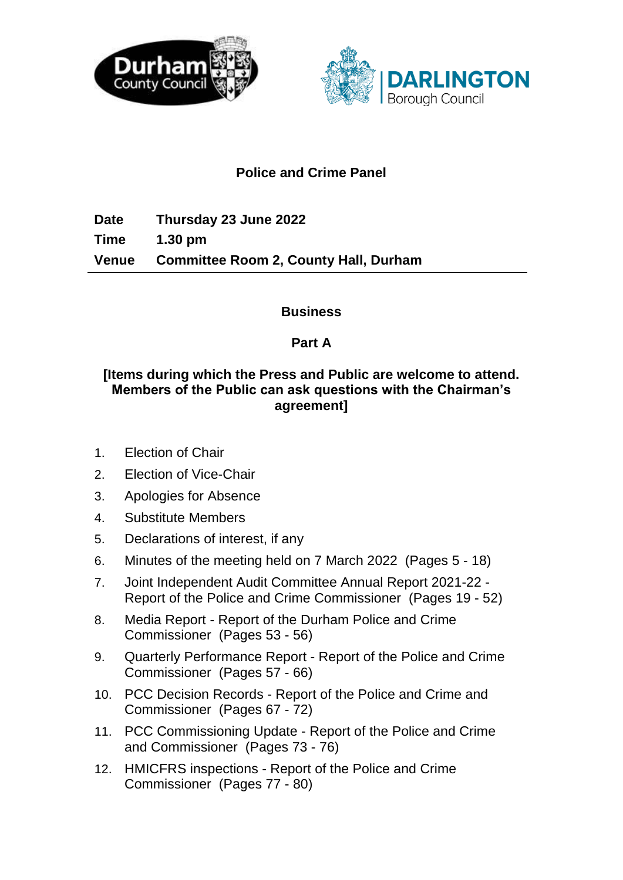Durham County Council

DARLINGTON Borough Council

# Police and Crime Panel

**Date** Thursday 23 June 2022

**Time** 1.30 pm

**Venue** Committee Room 2, County Hall, Durham

## Business

### Part A

**[Items during which the Press and Public are welcome to attend. Members of the Public can ask questions with the Chairman's agreement]**

1. Election of Chair
2. Election of Vice-Chair
3. Apologies for Absence
4. Substitute Members
5. Declarations of interest, if any
6. Minutes of the meeting held on 7 March 2022 (Pages 5 - 18)
7. Joint Independent Audit Committee Annual Report 2021-22 - Report of the Police and Crime Commissioner (Pages 19 - 52)
8. Media Report - Report of the Durham Police and Crime Commissioner (Pages 53 - 56)
9. Quarterly Performance Report - Report of the Police and Crime Commissioner (Pages 57 - 66)
10. PCC Decision Records - Report of the Police and Crime and Commissioner (Pages 67 - 72)
11. PCC Commissioning Update - Report of the Police and Crime and Commissioner (Pages 73 - 76)
12. HMICFRS inspections - Report of the Police and Crime Commissioner (Pages 77 - 80)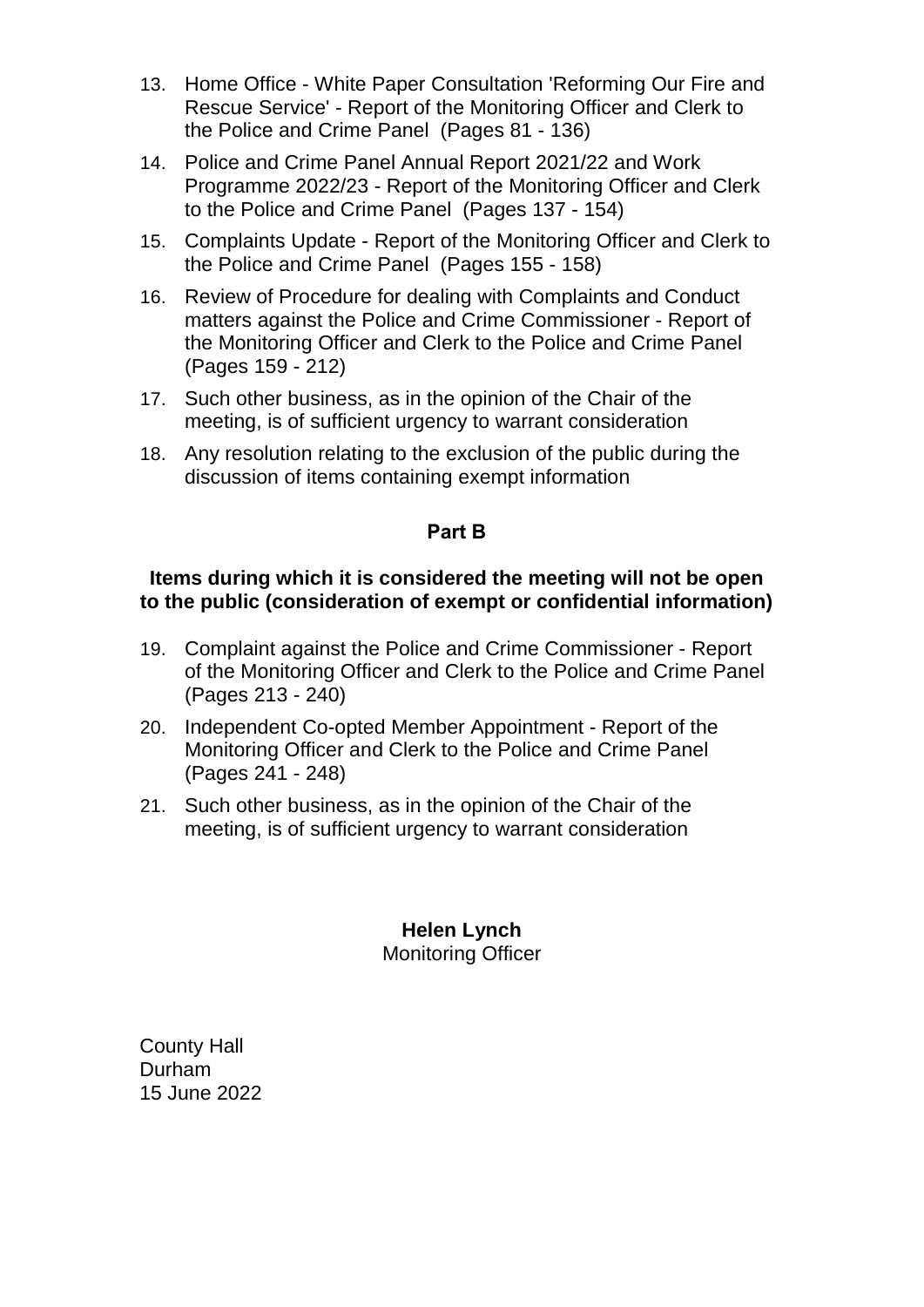13. Home Office - White Paper Consultation 'Reforming Our Fire and Rescue Service' - Report of the Monitoring Officer and Clerk to the Police and Crime Panel (Pages 81 - 136)
14. Police and Crime Panel Annual Report 2021/22 and Work Programme 2022/23 - Report of the Monitoring Officer and Clerk to the Police and Crime Panel (Pages 137 - 154)
15. Complaints Update - Report of the Monitoring Officer and Clerk to the Police and Crime Panel (Pages 155 - 158)
16. Review of Procedure for dealing with Complaints and Conduct matters against the Police and Crime Commissioner - Report of the Monitoring Officer and Clerk to the Police and Crime Panel (Pages 159 - 212)
17. Such other business, as in the opinion of the Chair of the meeting, is of sufficient urgency to warrant consideration
18. Any resolution relating to the exclusion of the public during the discussion of items containing exempt information

**Part B**

**Items during which it is considered the meeting will not be open to the public (consideration of exempt or confidential information)**

19. Complaint against the Police and Crime Commissioner - Report of the Monitoring Officer and Clerk to the Police and Crime Panel (Pages 213 - 240)
20. Independent Co-opted Member Appointment - Report of the Monitoring Officer and Clerk to the Police and Crime Panel (Pages 241 - 248)
21. Such other business, as in the opinion of the Chair of the meeting, is of sufficient urgency to warrant consideration

**Helen Lynch**
Monitoring Officer

County Hall
Durham
15 June 2022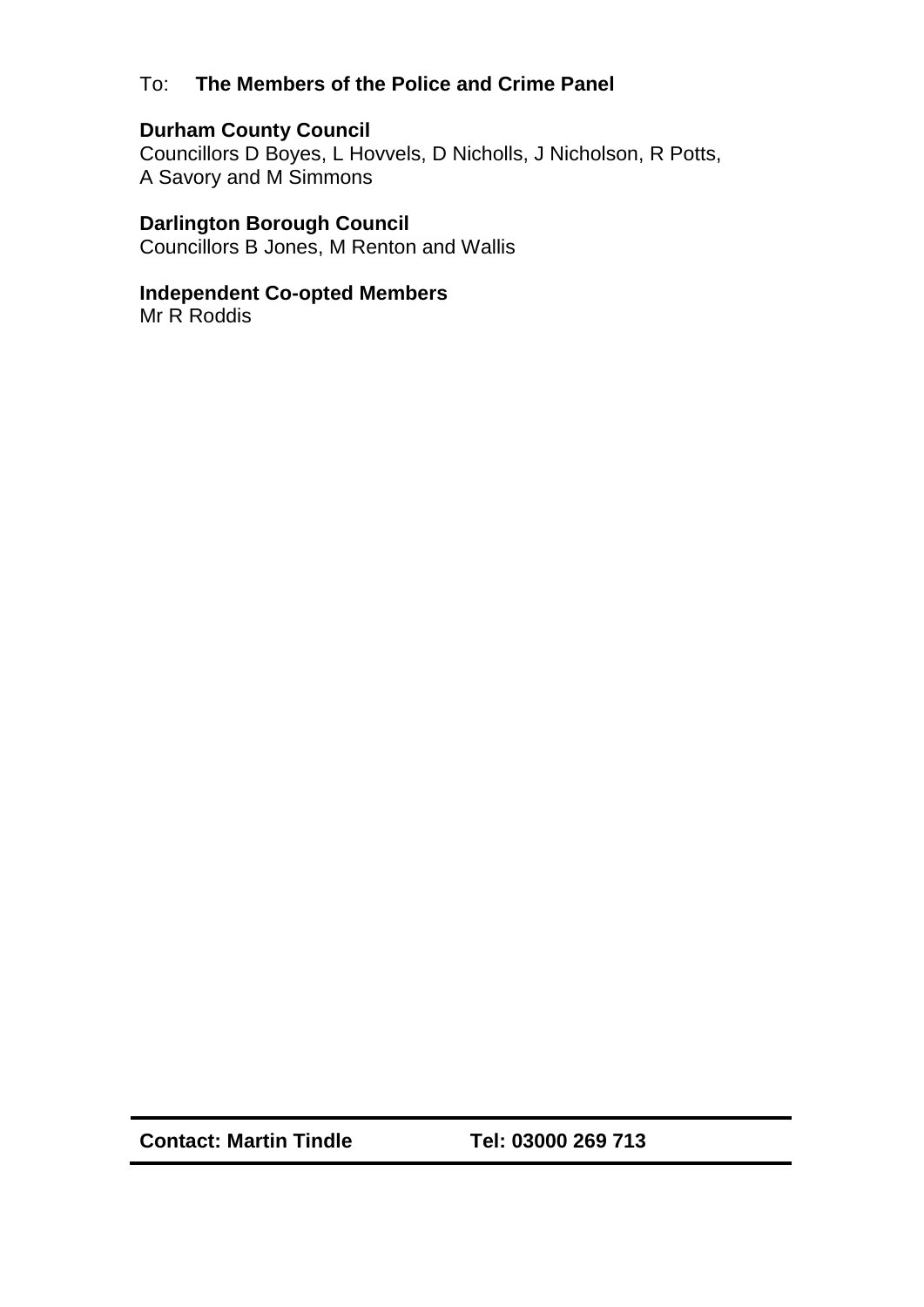To: **The Members of the Police and Crime Panel**

**Durham County Council**
Councillors D Boyes, L Hovvels, D Nicholls, J Nicholson, R Potts, A Savory and M Simmons

**Darlington Borough Council**
Councillors B Jones, M Renton and Wallis

**Independent Co-opted Members**
Mr R Roddis

---

**Contact: Martin Tindle** **Tel: 03000 269 713**

---